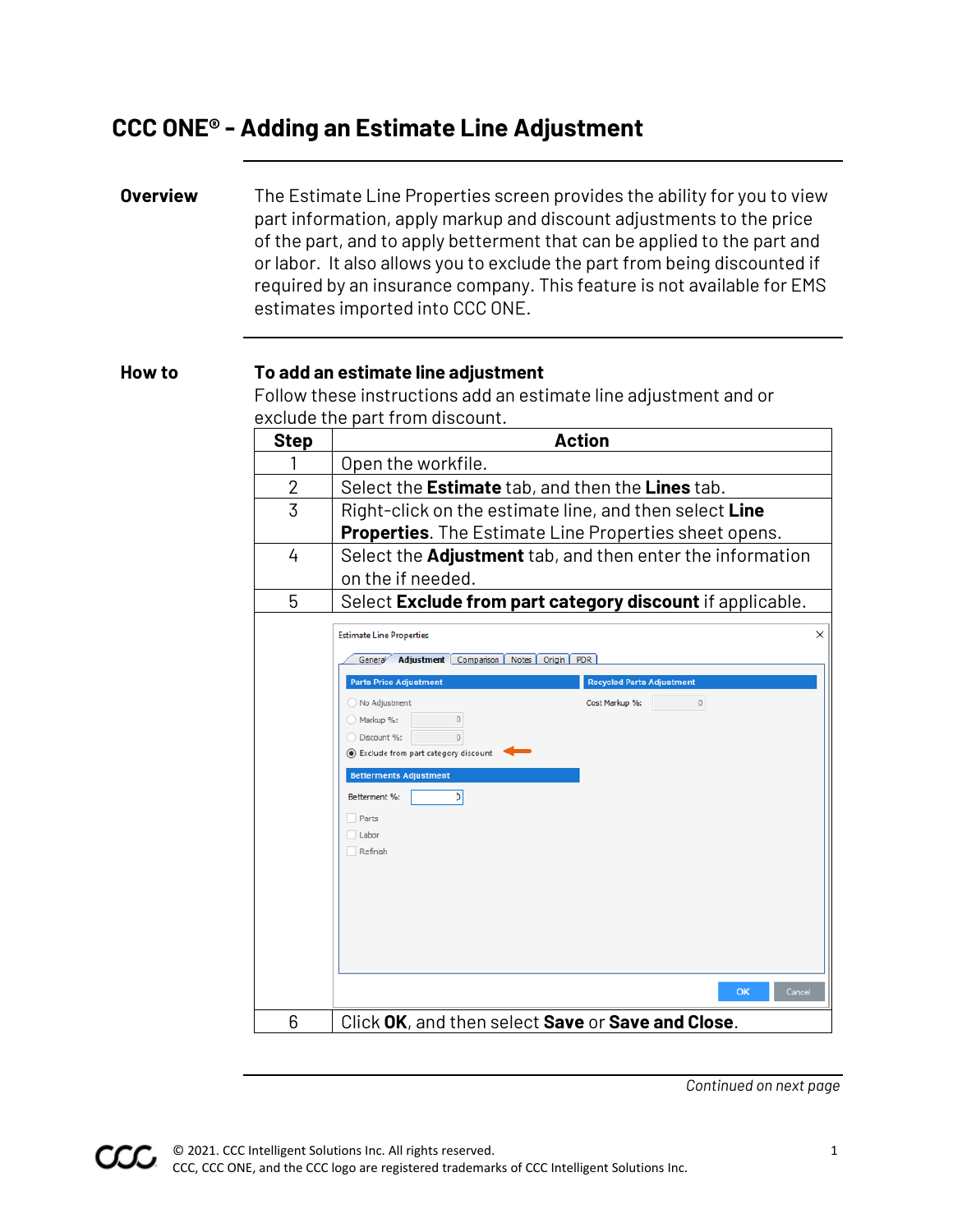# CCC ONE® - Adding an Estimate Line Adjustment

**Overview**

The Estimate Line Properties screen provides the ability for you to view part information, apply markup and discount adjustments to the price of the part, and to apply betterment that can be applied to the part and or labor.  It also allows you to exclude the part from being discounted if required by an insurance company. This feature is not available for EMS estimates imported into CCC ONE.

**How to**

**To add an estimate line adjustment**

Follow these instructions add an estimate line adjustment and or exclude the part from discount.

| Step | Action |
|---|---|
| 1 | Open the workfile. |
| 2 | Select the **Estimate** tab, and then the **Lines** tab. |
| 3 | Right-click on the estimate line, and then select **Line Properties**. The Estimate Line Properties sheet opens. |
| 4 | Select the **Adjustment** tab, and then enter the information on the if needed. |
| 5 | Select **Exclude from part category discount** if applicable. |
| 6 | Click **OK**, and then select **Save** or **Save and Close**. |

*Continued on next page*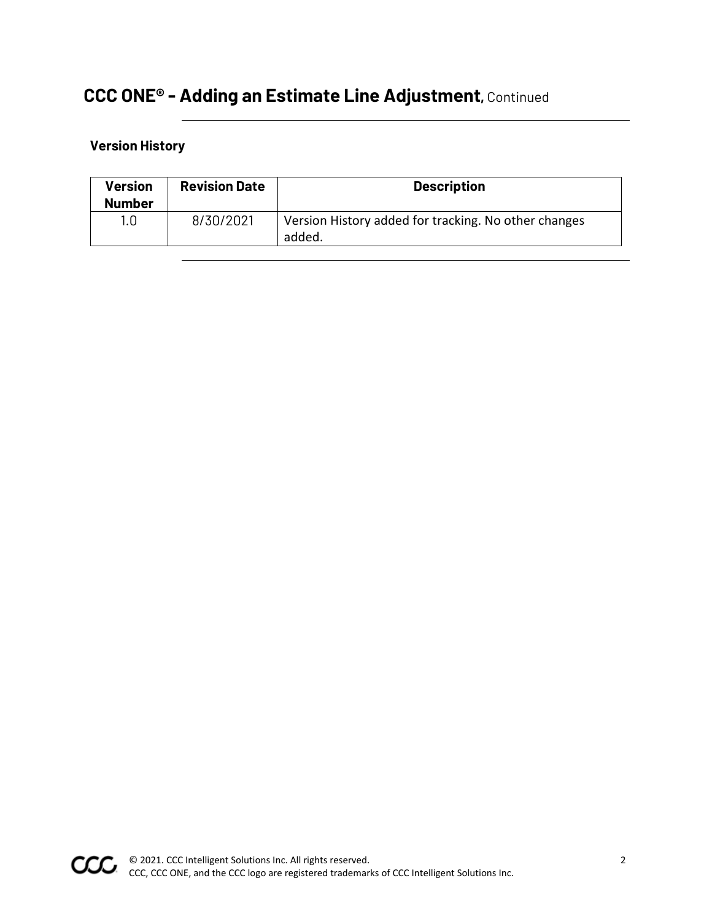## Version History

| Version Number | Revision Date | Description |
| --- | --- | --- |
| 1.0 | 8/30/2021 | Version History added for tracking. No other changes added. |